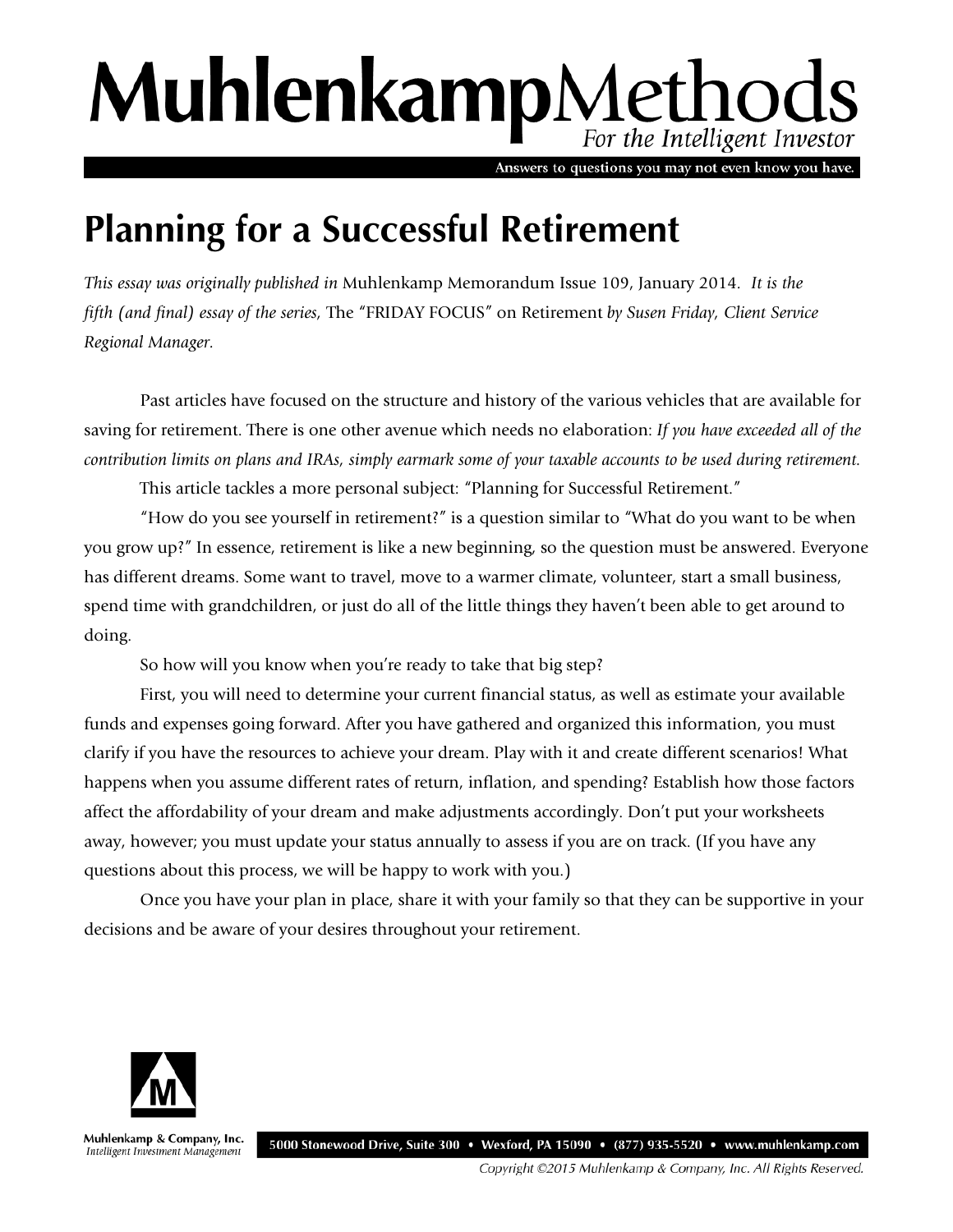# MuhlenkampMethods

*For the Intelligent Investor*

Answers to questions you may not even know you have.

## Planning for a Successful Retirement

*This essay was originally published in* Muhlenkamp Memorandum Issue 109, January 2014. *It is the fifth (and final) essay of the series,* The "FRIDAY FOCUS" on Retirement *by Susen Friday, Client Service Regional Manager.*

Past articles have focused on the structure and history of the various vehicles that are available for saving for retirement. There is one other avenue which needs no elaboration: *If you have exceeded all of the contribution limits on plans and IRAs, simply earmark some of your taxable accounts to be used during retirement.*

This article tackles a more personal subject: "Planning for Successful Retirement."

"How do you see yourself in retirement?" is a question similar to "What do you want to be when you grow up?" In essence, retirement is like a new beginning, so the question must be answered. Everyone has different dreams. Some want to travel, move to a warmer climate, volunteer, start a small business, spend time with grandchildren, or just do all of the little things they haven't been able to get around to doing.

So how will you know when you're ready to take that big step?

First, you will need to determine your current financial status, as well as estimate your available funds and expenses going forward. After you have gathered and organized this information, you must clarify if you have the resources to achieve your dream. Play with it and create different scenarios! What happens when you assume different rates of return, inflation, and spending? Establish how those factors affect the affordability of your dream and make adjustments accordingly. Don't put your worksheets away, however; you must update your status annually to assess if you are on track. (If you have any questions about this process, we will be happy to work with you.)

Once you have your plan in place, share it with your family so that they can be supportive in your decisions and be aware of your desires throughout your retirement.

Muhlenkamp & Company, Inc.
*Intelligent Investment Management*

5000 Stonewood Drive, Suite 300 • Wexford, PA 15090 • (877) 935-5520 • www.muhlenkamp.com

*Copyright ©2015 Muhlenkamp & Company, Inc. All Rights Reserved.*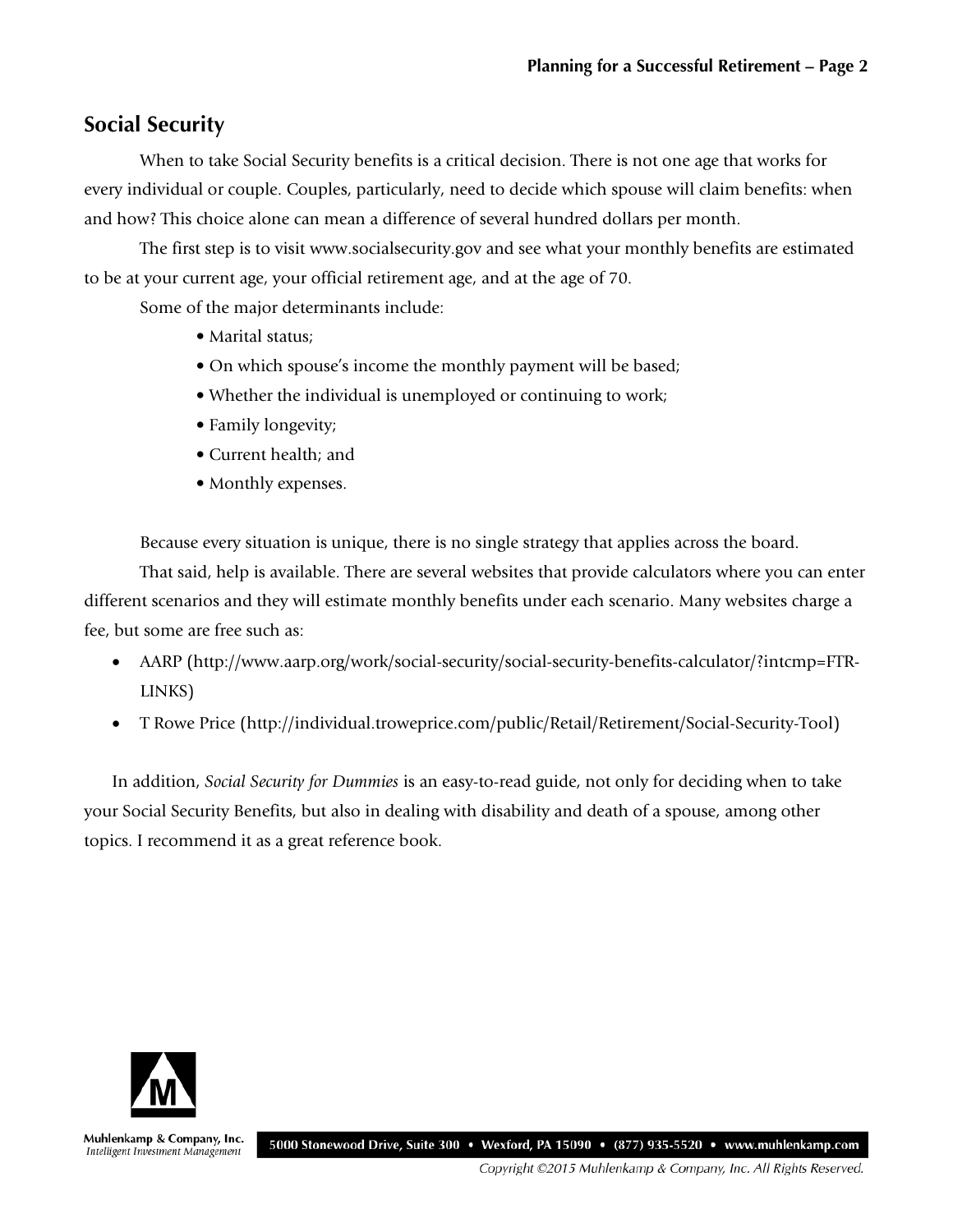## Social Security

When to take Social Security benefits is a critical decision. There is not one age that works for every individual or couple. Couples, particularly, need to decide which spouse will claim benefits: when and how? This choice alone can mean a difference of several hundred dollars per month.

The first step is to visit www.socialsecurity.gov and see what your monthly benefits are estimated to be at your current age, your official retirement age, and at the age of 70.

Some of the major determinants include:

- Marital status;
- On which spouse's income the monthly payment will be based;
- Whether the individual is unemployed or continuing to work;
- Family longevity;
- Current health; and
- Monthly expenses.

Because every situation is unique, there is no single strategy that applies across the board.

That said, help is available. There are several websites that provide calculators where you can enter different scenarios and they will estimate monthly benefits under each scenario. Many websites charge a fee, but some are free such as:

- AARP (http://www.aarp.org/work/social-security/social-security-benefits-calculator/?intcmp=FTR-LINKS)
- T Rowe Price (http://individual.troweprice.com/public/Retail/Retirement/Social-Security-Tool)

In addition, *Social Security for Dummies* is an easy-to-read guide, not only for deciding when to take your Social Security Benefits, but also in dealing with disability and death of a spouse, among other topics. I recommend it as a great reference book.

Muhlenkamp & Company, Inc.
*Intelligent Investment Management*

5000 Stonewood Drive, Suite 300 • Wexford, PA 15090 • (877) 935-5520 • www.muhlenkamp.com

*Copyright ©2015 Muhlenkamp & Company, Inc. All Rights Reserved.*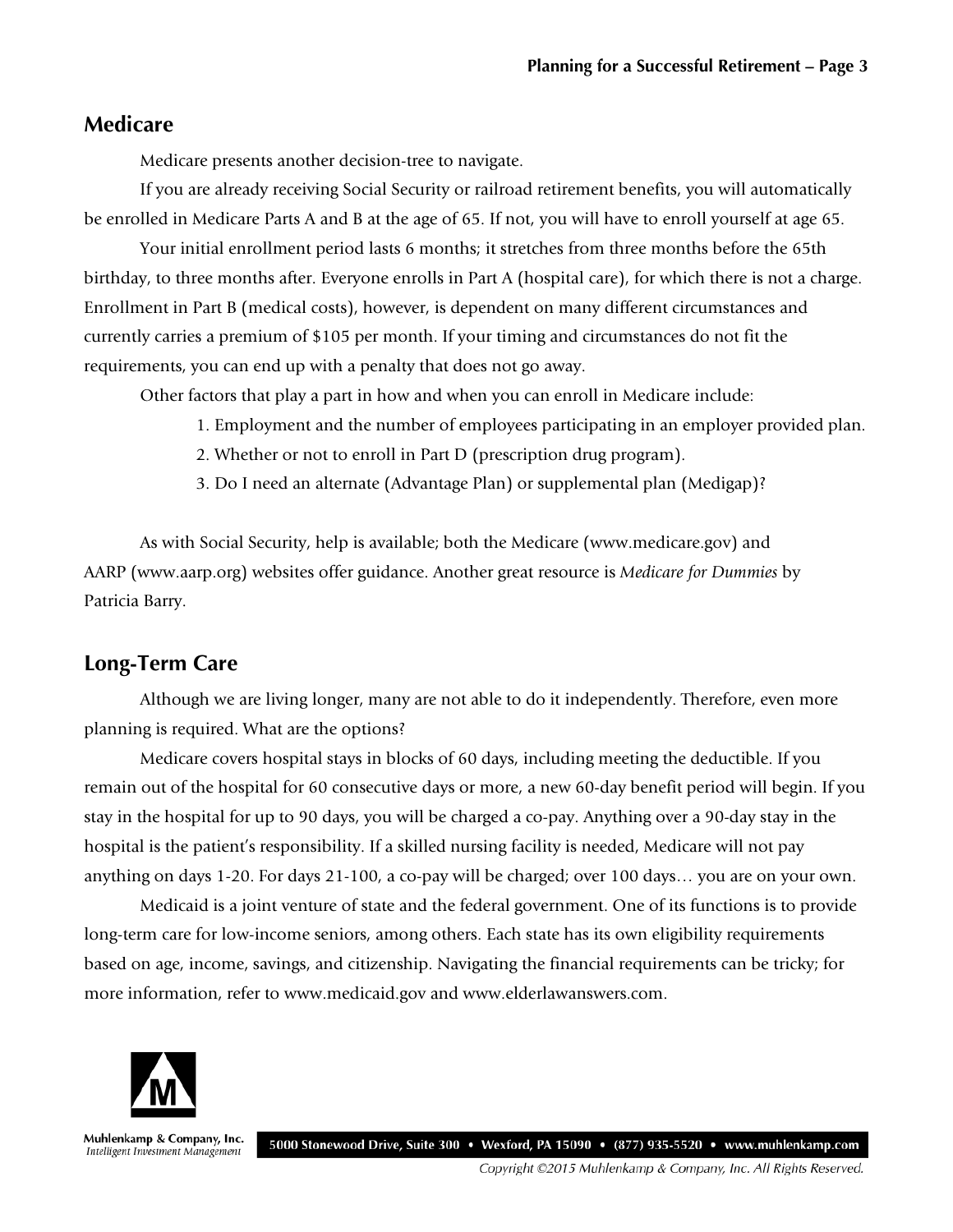## Medicare

Medicare presents another decision-tree to navigate.

If you are already receiving Social Security or railroad retirement benefits, you will automatically be enrolled in Medicare Parts A and B at the age of 65. If not, you will have to enroll yourself at age 65.

Your initial enrollment period lasts 6 months; it stretches from three months before the 65th birthday, to three months after. Everyone enrolls in Part A (hospital care), for which there is not a charge. Enrollment in Part B (medical costs), however, is dependent on many different circumstances and currently carries a premium of $105 per month. If your timing and circumstances do not fit the requirements, you can end up with a penalty that does not go away.

Other factors that play a part in how and when you can enroll in Medicare include:

1. Employment and the number of employees participating in an employer provided plan.
2. Whether or not to enroll in Part D (prescription drug program).
3. Do I need an alternate (Advantage Plan) or supplemental plan (Medigap)?

As with Social Security, help is available; both the Medicare (www.medicare.gov) and AARP (www.aarp.org) websites offer guidance. Another great resource is *Medicare for Dummies* by Patricia Barry.

## Long-Term Care

Although we are living longer, many are not able to do it independently. Therefore, even more planning is required. What are the options?

Medicare covers hospital stays in blocks of 60 days, including meeting the deductible. If you remain out of the hospital for 60 consecutive days or more, a new 60-day benefit period will begin. If you stay in the hospital for up to 90 days, you will be charged a co-pay. Anything over a 90-day stay in the hospital is the patient's responsibility. If a skilled nursing facility is needed, Medicare will not pay anything on days 1-20. For days 21-100, a co-pay will be charged; over 100 days… you are on your own.

Medicaid is a joint venture of state and the federal government. One of its functions is to provide long-term care for low-income seniors, among others. Each state has its own eligibility requirements based on age, income, savings, and citizenship. Navigating the financial requirements can be tricky; for more information, refer to www.medicaid.gov and www.elderlawanswers.com.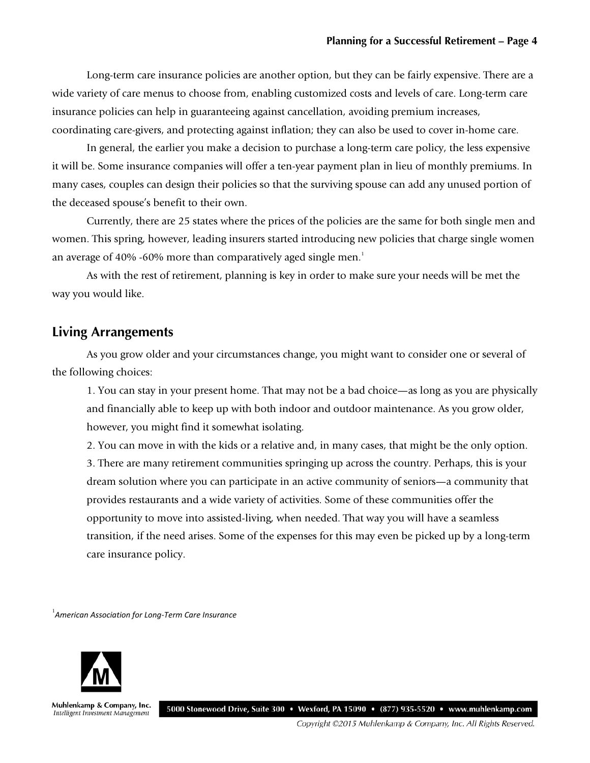Long-term care insurance policies are another option, but they can be fairly expensive. There are a wide variety of care menus to choose from, enabling customized costs and levels of care. Long-term care insurance policies can help in guaranteeing against cancellation, avoiding premium increases, coordinating care-givers, and protecting against inflation; they can also be used to cover in-home care.

In general, the earlier you make a decision to purchase a long-term care policy, the less expensive it will be. Some insurance companies will offer a ten-year payment plan in lieu of monthly premiums. In many cases, couples can design their policies so that the surviving spouse can add any unused portion of the deceased spouse's benefit to their own.

Currently, there are 25 states where the prices of the policies are the same for both single men and women. This spring, however, leading insurers started introducing new policies that charge single women an average of 40% -60% more than comparatively aged single men.[1]

As with the rest of retirement, planning is key in order to make sure your needs will be met the way you would like.

## Living Arrangements

As you grow older and your circumstances change, you might want to consider one or several of the following choices:

1. You can stay in your present home. That may not be a bad choice—as long as you are physically and financially able to keep up with both indoor and outdoor maintenance. As you grow older, however, you might find it somewhat isolating.
2. You can move in with the kids or a relative and, in many cases, that might be the only option.
3. There are many retirement communities springing up across the country. Perhaps, this is your dream solution where you can participate in an active community of seniors—a community that provides restaurants and a wide variety of activities. Some of these communities offer the opportunity to move into assisted-living, when needed. That way you will have a seamless transition, if the need arises. Some of the expenses for this may even be picked up by a long-term care insurance policy.

[1] *American Association for Long-Term Care Insurance*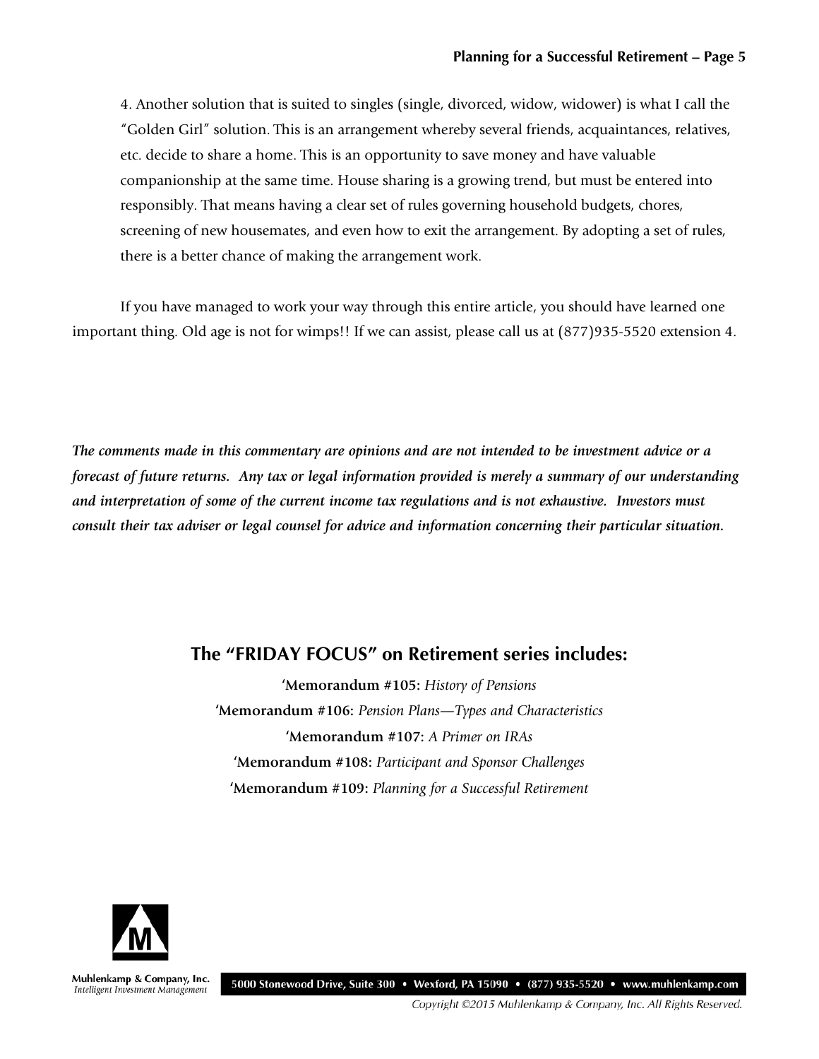4. Another solution that is suited to singles (single, divorced, widow, widower) is what I call the "Golden Girl" solution. This is an arrangement whereby several friends, acquaintances, relatives, etc. decide to share a home. This is an opportunity to save money and have valuable companionship at the same time. House sharing is a growing trend, but must be entered into responsibly. That means having a clear set of rules governing household budgets, chores, screening of new housemates, and even how to exit the arrangement. By adopting a set of rules, there is a better chance of making the arrangement work.

If you have managed to work your way through this entire article, you should have learned one important thing. Old age is not for wimps!! If we can assist, please call us at (877)935-5520 extension 4.

***The comments made in this commentary are opinions and are not intended to be investment advice or a forecast of future returns. Any tax or legal information provided is merely a summary of our understanding and interpretation of some of the current income tax regulations and is not exhaustive. Investors must consult their tax adviser or legal counsel for advice and information concerning their particular situation.***

## The "FRIDAY FOCUS" on Retirement series includes:

'**Memorandum #105:** *History of Pensions*

'**Memorandum #106:** *Pension Plans—Types and Characteristics*

'**Memorandum #107:** *A Primer on IRAs*

'**Memorandum #108:** *Participant and Sponsor Challenges*

'**Memorandum #109:** *Planning for a Successful Retirement*

Muhlenkamp & Company, Inc.
*Intelligent Investment Management*

5000 Stonewood Drive, Suite 300 • Wexford, PA 15090 • (877) 935-5520 • www.muhlenkamp.com

*Copyright ©2015 Muhlenkamp & Company, Inc. All Rights Reserved.*